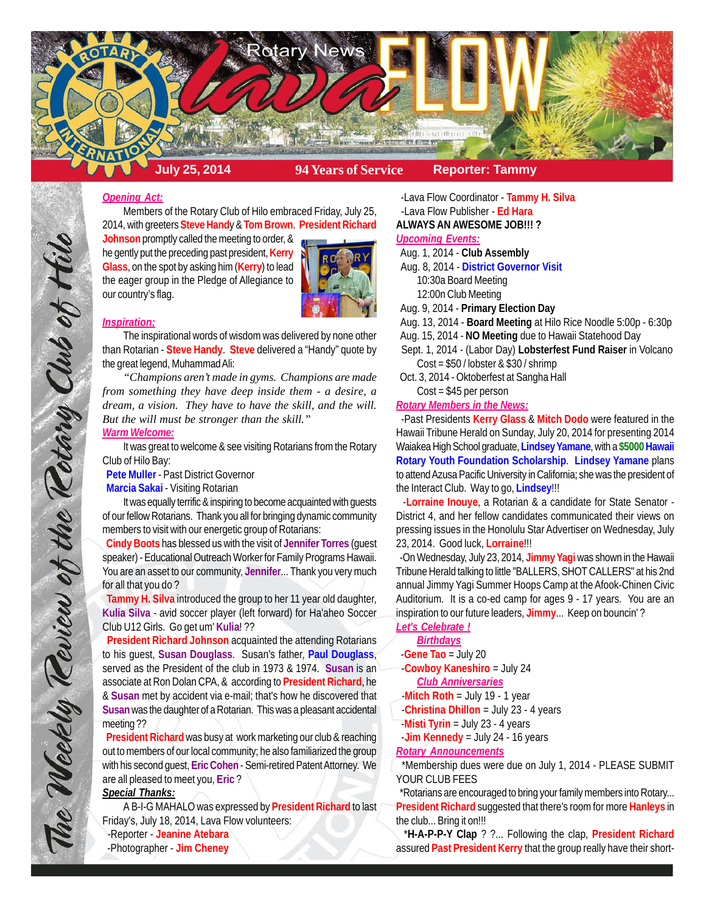# Rotary News Lava FLOW

**July 25, 2014** | **94 Years of Service** | **Reporter: Tammy**

*The Weekly Review of the Rotary Club of Hilo*

## Opening Act:

Members of the Rotary Club of Hilo embraced Friday, July 25, 2014, with greeters **Steve Handy** & **Tom Brown**. **President Richard Johnson** promptly called the meeting to order, & he gently put the preceding past president, **Kerry Glass**, on the spot by asking him (**Kerry**) to lead the eager group in the Pledge of Allegiance to our country's flag.

## Inspiration:

The inspirational words of wisdom was delivered by none other than Rotarian - **Steve Handy**. **Steve** delivered a "Handy" quote by the great legend, Muhammad Ali:

*"Champions aren't made in gyms. Champions are made from something they have deep inside them - a desire, a dream, a vision. They have to have the skill, and the will. But the will must be stronger than the skill."*

## Warm Welcome:

It was great to welcome & see visiting Rotarians from the Rotary Club of Hilo Bay:

**Pete Muller** - Past District Governor
**Marcia Sakai** - Visiting Rotarian

It was equally terrific & inspiring to become acquainted with guests of our fellow Rotarians. Thank you all for bringing dynamic community members to visit with our energetic group of Rotarians:

**Cindy Boots** has blessed us with the visit of **Jennifer Torres** (guest speaker) - Educational Outreach Worker for Family Programs Hawaii. You are an asset to our community, **Jennifer**... Thank you very much for all that you do ?

**Tammy H. Silva** introduced the group to her 11 year old daughter, **Kulia Silva** - avid soccer player (left forward) for Ha'aheo Soccer Club U12 Girls. Go get um' **Kulia**! ??

**President Richard Johnson** acquainted the attending Rotarians to his guest, **Susan Douglass**. Susan's father, **Paul Douglass**, served as the President of the club in 1973 & 1974. **Susan** is an associate at Ron Dolan CPA, & according to **President Richard**, he & **Susan** met by accident via e-mail; that's how he discovered that **Susan** was the daughter of a Rotarian. This was a pleasant accidental meeting ??

**President Richard** was busy at work marketing our club & reaching out to members of our local community; he also familiarized the group with his second guest, **Eric Cohen** - Semi-retired Patent Attorney. We are all pleased to meet you, **Eric** ?

## Special Thanks:

A B-I-G MAHALO was expressed by **President Richard** to last Friday's, July 18, 2014, Lava Flow volunteers:

-Reporter - **Jeanine Atebara**
-Photographer - **Jim Cheney**
-Lava Flow Coordinator - **Tammy H. Silva**
-Lava Flow Publisher - **Ed Hara**

**ALWAYS AN AWESOME JOB!!! ?**

## Upcoming Events:

Aug. 1, 2014 - **Club Assembly**
Aug. 8, 2014 - **District Governor Visit**
10:30a Board Meeting
12:00n Club Meeting
Aug. 9, 2014 - **Primary Election Day**
Aug. 13, 2014 - **Board Meeting** at Hilo Rice Noodle 5:00p - 6:30p
Aug. 15, 2014 - **NO Meeting** due to Hawaii Statehood Day
Sept. 1, 2014 - (Labor Day) **Lobsterfest Fund Raiser** in Volcano
Cost = $50 / lobster & $30 / shrimp
Oct. 3, 2014 - Oktoberfest at Sangha Hall
Cost = $45 per person

## Rotary Members in the News:

-Past Presidents **Kerry Glass** & **Mitch Dodo** were featured in the Hawaii Tribune Herald on Sunday, July 20, 2014 for presenting 2014 Waiakea High School graduate, **Lindsey Yamane**, with a **$5000 Hawaii Rotary Youth Foundation Scholarship**. **Lindsey Yamane** plans to attend Azusa Pacific University in California; she was the president of the Interact Club. Way to go, **Lindsey**!!!

-**Lorraine Inouye**, a Rotarian & a candidate for State Senator - District 4, and her fellow candidates communicated their views on pressing issues in the Honolulu Star Advertiser on Wednesday, July 23, 2014. Good luck, **Lorraine**!!!

-On Wednesday, July 23, 2014, **Jimmy Yagi** was shown in the Hawaii Tribune Herald talking to little "BALLERS, SHOT CALLERS" at his 2nd annual Jimmy Yagi Summer Hoops Camp at the Afook-Chinen Civic Auditorium. It is a co-ed camp for ages 9 - 17 years. You are an inspiration to our future leaders, **Jimmy**... Keep on bouncin' ?

## Let's Celebrate !

### Birthdays

-**Gene Tao** = July 20
-**Cowboy Kaneshiro** = July 24

### Club Anniversaries

-**Mitch Roth** = July 19 - 1 year
-**Christina Dhillon** = July 23 - 4 years
-**Misti Tyrin** = July 23 - 4 years
-**Jim Kennedy** = July 24 - 16 years

## Rotary Announcements

*Membership dues were due on July 1, 2014 - PLEASE SUBMIT YOUR CLUB FEES

*Rotarians are encouraged to bring your family members into Rotary... **President Richard** suggested that there's room for more **Hanleys** in the club... Bring it on!!!

***H-A-P-P-Y Clap** ? ?... Following the clap, **President Richard** assured **Past President Kerry** that the group really have their short-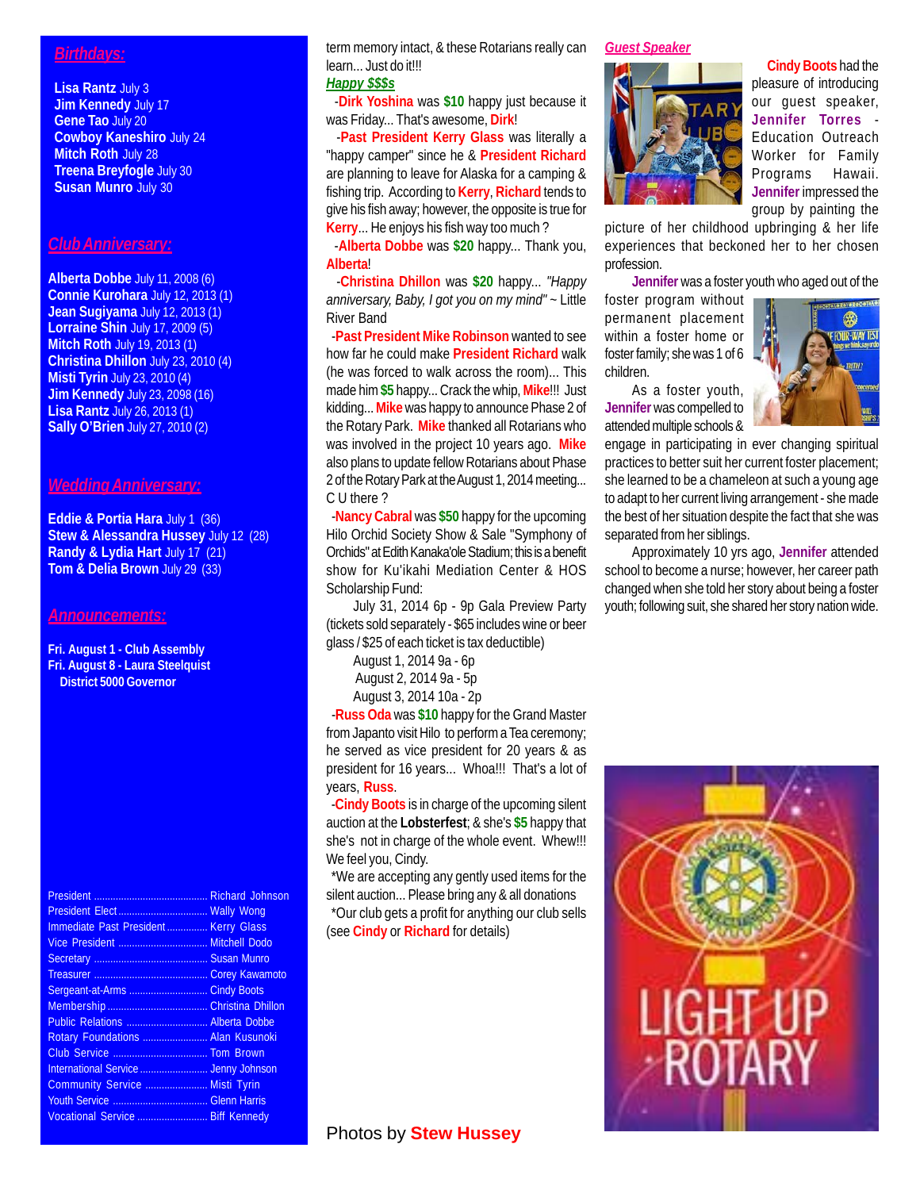## Birthdays:

**Lisa Rantz** July 3
**Jim Kennedy** July 17
**Gene Tao** July 20
**Cowboy Kaneshiro** July 24
**Mitch Roth** July 28
**Treena Breyfogle** July 30
**Susan Munro** July 30

## Club Anniversary:

**Alberta Dobbe** July 11, 2008 (6)
**Connie Kurohara** July 12, 2013 (1)
**Jean Sugiyama** July 12, 2013 (1)
**Lorraine Shin** July 17, 2009 (5)
**Mitch Roth** July 19, 2013 (1)
**Christina Dhillon** July 23, 2010 (4)
**Misti Tyrin** July 23, 2010 (4)
**Jim Kennedy** July 23, 2098 (16)
**Lisa Rantz** July 26, 2013 (1)
**Sally O'Brien** July 27, 2010 (2)

## Wedding Anniversary:

**Eddie & Portia Hara** July 1 (36)
**Stew & Alessandra Hussey** July 12 (28)
**Randy & Lydia Hart** July 17 (21)
**Tom & Delia Brown** July 29 (33)

## Announcements:

**Fri. August 1 - Club Assembly**
**Fri. August 8 - Laura Steelquist District 5000 Governor**

| | |
|---|---|
| President | Richard Johnson |
| President Elect | Wally Wong |
| Immediate Past President | Kerry Glass |
| Vice President | Mitchell Dodo |
| Secretary | Susan Munro |
| Treasurer | Corey Kawamoto |
| Sergeant-at-Arms | Cindy Boots |
| Membership | Christina Dhillon |
| Public Relations | Alberta Dobbe |
| Rotary Foundations | Alan Kusunoki |
| Club Service | Tom Brown |
| International Service | Jenny Johnson |
| Community Service | Misti Tyrin |
| Youth Service | Glenn Harris |
| Vocational Service | Biff Kennedy |

term memory intact, & these Rotarians really can learn... Just do it!!!

## Happy $$$s

-**Dirk Yoshina** was **$10** happy just because it was Friday... That's awesome, **Dirk**!

-**Past President Kerry Glass** was literally a "happy camper" since he & **President Richard** are planning to leave for Alaska for a camping & fishing trip. According to **Kerry**, **Richard** tends to give his fish away; however, the opposite is true for **Kerry**... He enjoys his fish way too much ?

-**Alberta Dobbe** was **$20** happy... Thank you, **Alberta**!

-**Christina Dhillon** was **$20** happy... *"Happy anniversary, Baby, I got you on my mind"* ~ Little River Band

-**Past President Mike Robinson** wanted to see how far he could make **President Richard** walk (he was forced to walk across the room)... This made him **$5** happy... Crack the whip, **Mike**!!! Just kidding... **Mike** was happy to announce Phase 2 of the Rotary Park. **Mike** thanked all Rotarians who was involved in the project 10 years ago. **Mike** also plans to update fellow Rotarians about Phase 2 of the Rotary Park at the August 1, 2014 meeting... C U there ?

-**Nancy Cabral** was **$50** happy for the upcoming Hilo Orchid Society Show & Sale "Symphony of Orchids" at Edith Kanaka'ole Stadium; this is a benefit show for Ku'ikahi Mediation Center & HOS Scholarship Fund:

July 31, 2014 6p - 9p Gala Preview Party (tickets sold separately - $65 includes wine or beer glass / $25 of each ticket is tax deductible)

August 1, 2014 9a - 6p
August 2, 2014 9a - 5p
August 3, 2014 10a - 2p

-**Russ Oda** was **$10** happy for the Grand Master from Japanto visit Hilo to perform a Tea ceremony; he served as vice president for 20 years & as president for 16 years... Whoa!!! That's a lot of years, **Russ**.

-**Cindy Boots** is in charge of the upcoming silent auction at the **Lobsterfest**; & she's **$5** happy that she's not in charge of the whole event. Whew!!! We feel you, Cindy.

*We are accepting any gently used items for the silent auction... Please bring any & all donations

*Our club gets a profit for anything our club sells (see **Cindy** or **Richard** for details)

## Guest Speaker

**Cindy Boots** had the pleasure of introducing our guest speaker, **Jennifer Torres** - Education Outreach Worker for Family Programs Hawaii. **Jennifer** impressed the group by painting the picture of her childhood upbringing & her life experiences that beckoned her to her chosen profession.

**Jennifer** was a foster youth who aged out of the foster program without permanent placement within a foster home or foster family; she was 1 of 6 children.

As a foster youth, **Jennifer** was compelled to attended multiple schools & engage in participating in ever changing spiritual practices to better suit her current foster placement; she learned to be a chameleon at such a young age to adapt to her current living arrangement - she made the best of her situation despite the fact that she was separated from her siblings.

Approximately 10 yrs ago, **Jennifer** attended school to become a nurse; however, her career path changed when she told her story about being a foster youth; following suit, she shared her story nation wide.

LIGHT UP ROTARY

Photos by **Stew Hussey**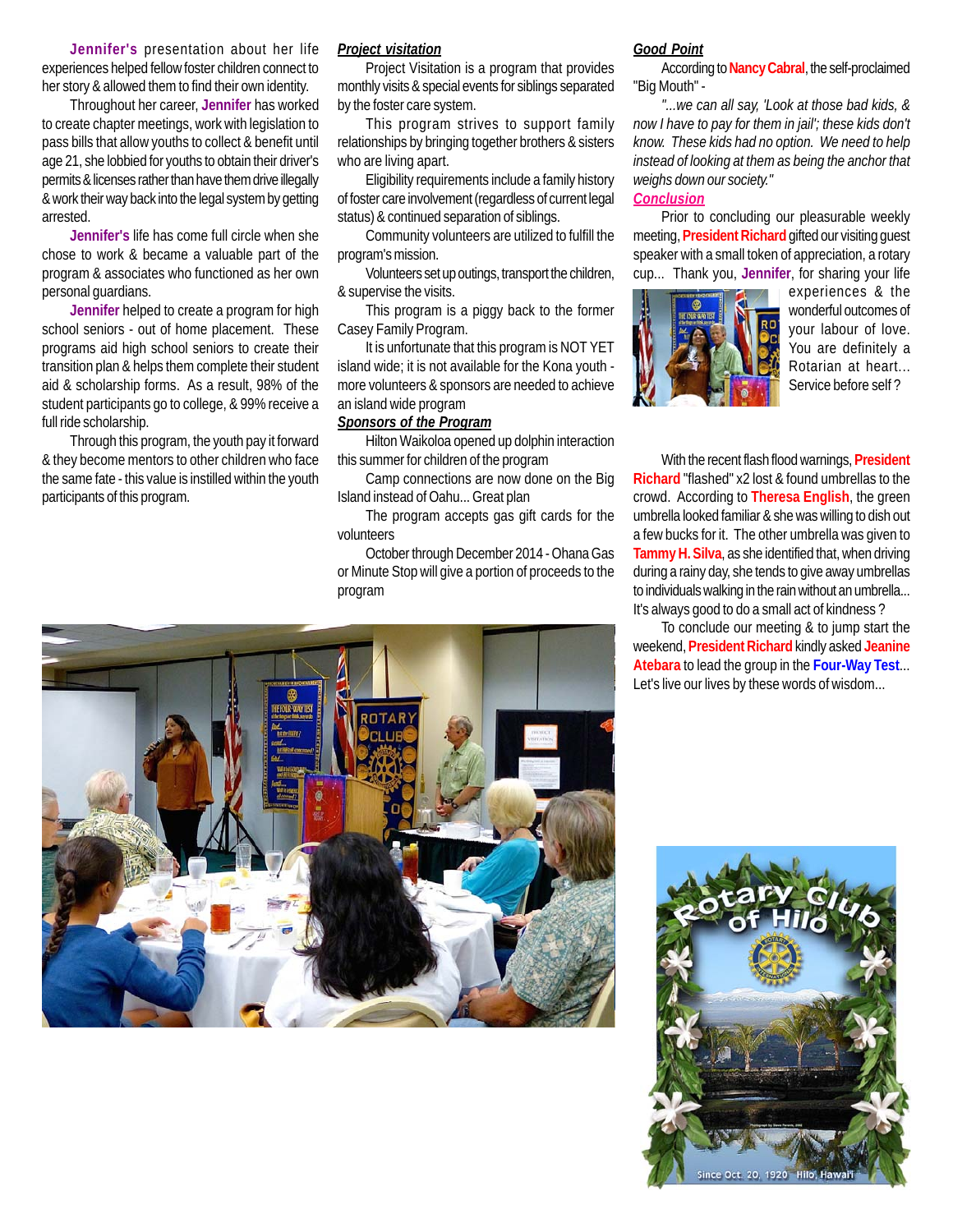**Jennifer's** presentation about her life experiences helped fellow foster children connect to her story & allowed them to find their own identity.

Throughout her career, **Jennifer** has worked to create chapter meetings, work with legislation to pass bills that allow youths to collect & benefit until age 21, she lobbied for youths to obtain their driver's permits & licenses rather than have them drive illegally & work their way back into the legal system by getting arrested.

**Jennifer's** life has come full circle when she chose to work & became a valuable part of the program & associates who functioned as her own personal guardians.

**Jennifer** helped to create a program for high school seniors - out of home placement. These programs aid high school seniors to create their transition plan & helps them complete their student aid & scholarship forms. As a result, 98% of the student participants go to college, & 99% receive a full ride scholarship.

Through this program, the youth pay it forward & they become mentors to other children who face the same fate - this value is instilled within the youth participants of this program.

***Project visitation***

Project Visitation is a program that provides monthly visits & special events for siblings separated by the foster care system.

This program strives to support family relationships by bringing together brothers & sisters who are living apart.

Eligibility requirements include a family history of foster care involvement (regardless of current legal status) & continued separation of siblings.

Community volunteers are utilized to fulfill the program's mission.

Volunteers set up outings, transport the children, & supervise the visits.

This program is a piggy back to the former Casey Family Program.

It is unfortunate that this program is NOT YET island wide; it is not available for the Kona youth - more volunteers & sponsors are needed to achieve an island wide program

***Sponsors of the Program***

Hilton Waikoloa opened up dolphin interaction this summer for children of the program

Camp connections are now done on the Big Island instead of Oahu... Great plan

The program accepts gas gift cards for the volunteers

October through December 2014 - Ohana Gas or Minute Stop will give a portion of proceeds to the program

***Good Point***

According to **Nancy Cabral**, the self-proclaimed "Big Mouth" -

*"...we can all say, 'Look at those bad kids, & now I have to pay for them in jail'; these kids don't know. These kids had no option. We need to help instead of looking at them as being the anchor that weighs down our society."*

***Conclusion***

Prior to concluding our pleasurable weekly meeting, **President Richard** gifted our visiting guest speaker with a small token of appreciation, a rotary cup... Thank you, **Jennifer**, for sharing your life experiences & the wonderful outcomes of your labour of love. You are definitely a Rotarian at heart... Service before self ?

With the recent flash flood warnings, **President Richard** "flashed" x2 lost & found umbrellas to the crowd. According to **Theresa English**, the green umbrella looked familiar & she was willing to dish out a few bucks for it. The other umbrella was given to **Tammy H. Silva**, as she identified that, when driving during a rainy day, she tends to give away umbrellas to individuals walking in the rain without an umbrella... It's always good to do a small act of kindness ?

To conclude our meeting & to jump start the weekend, **President Richard** kindly asked **Jeanine Atebara** to lead the group in the **Four-Way Test**... Let's live our lives by these words of wisdom...